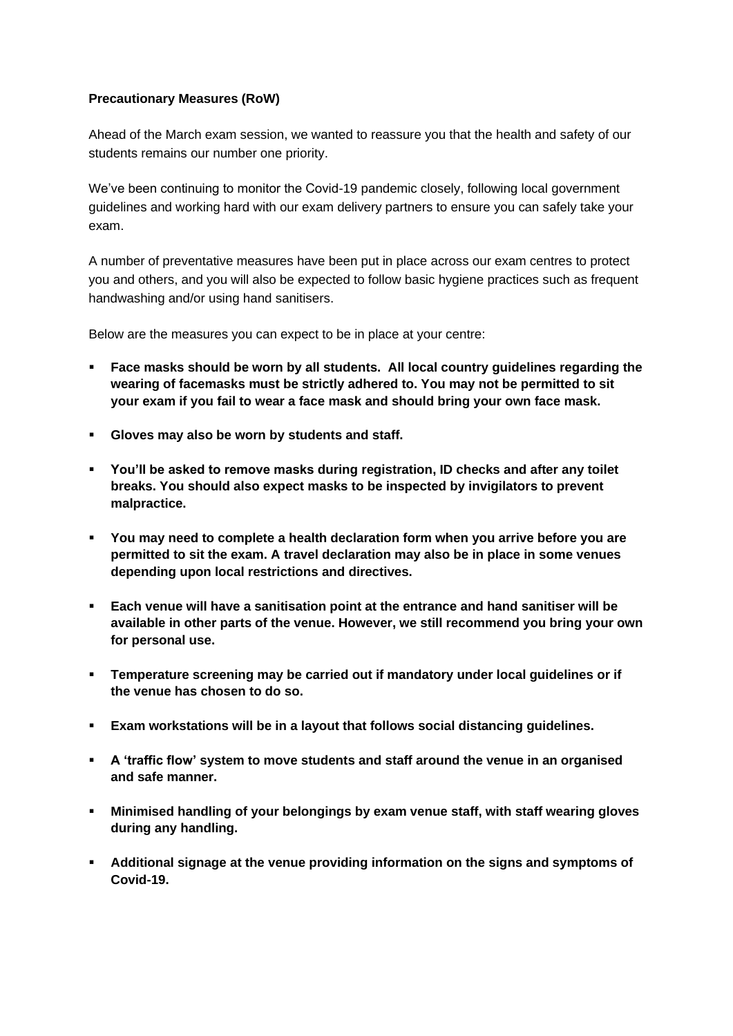**Precautionary Measures (RoW)**

Ahead of the March exam session, we wanted to reassure you that the health and safety of our students remains our number one priority.

We've been continuing to monitor the Covid-19 pandemic closely, following local government guidelines and working hard with our exam delivery partners to ensure you can safely take your exam.

A number of preventative measures have been put in place across our exam centres to protect you and others, and you will also be expected to follow basic hygiene practices such as frequent handwashing and/or using hand sanitisers.

Below are the measures you can expect to be in place at your centre:

- **Face masks should be worn by all students. All local country guidelines regarding the wearing of facemasks must be strictly adhered to. You may not be permitted to sit your exam if you fail to wear a face mask and should bring your own face mask.**
- **Gloves may also be worn by students and staff.**
- **You'll be asked to remove masks during registration, ID checks and after any toilet breaks. You should also expect masks to be inspected by invigilators to prevent malpractice.**
- **You may need to complete a health declaration form when you arrive before you are permitted to sit the exam. A travel declaration may also be in place in some venues depending upon local restrictions and directives.**
- **Each venue will have a sanitisation point at the entrance and hand sanitiser will be available in other parts of the venue. However, we still recommend you bring your own for personal use.**
- **Temperature screening may be carried out if mandatory under local guidelines or if the venue has chosen to do so.**
- **Exam workstations will be in a layout that follows social distancing guidelines.**
- **A 'traffic flow' system to move students and staff around the venue in an organised and safe manner.**
- **Minimised handling of your belongings by exam venue staff, with staff wearing gloves during any handling.**
- **Additional signage at the venue providing information on the signs and symptoms of Covid-19.**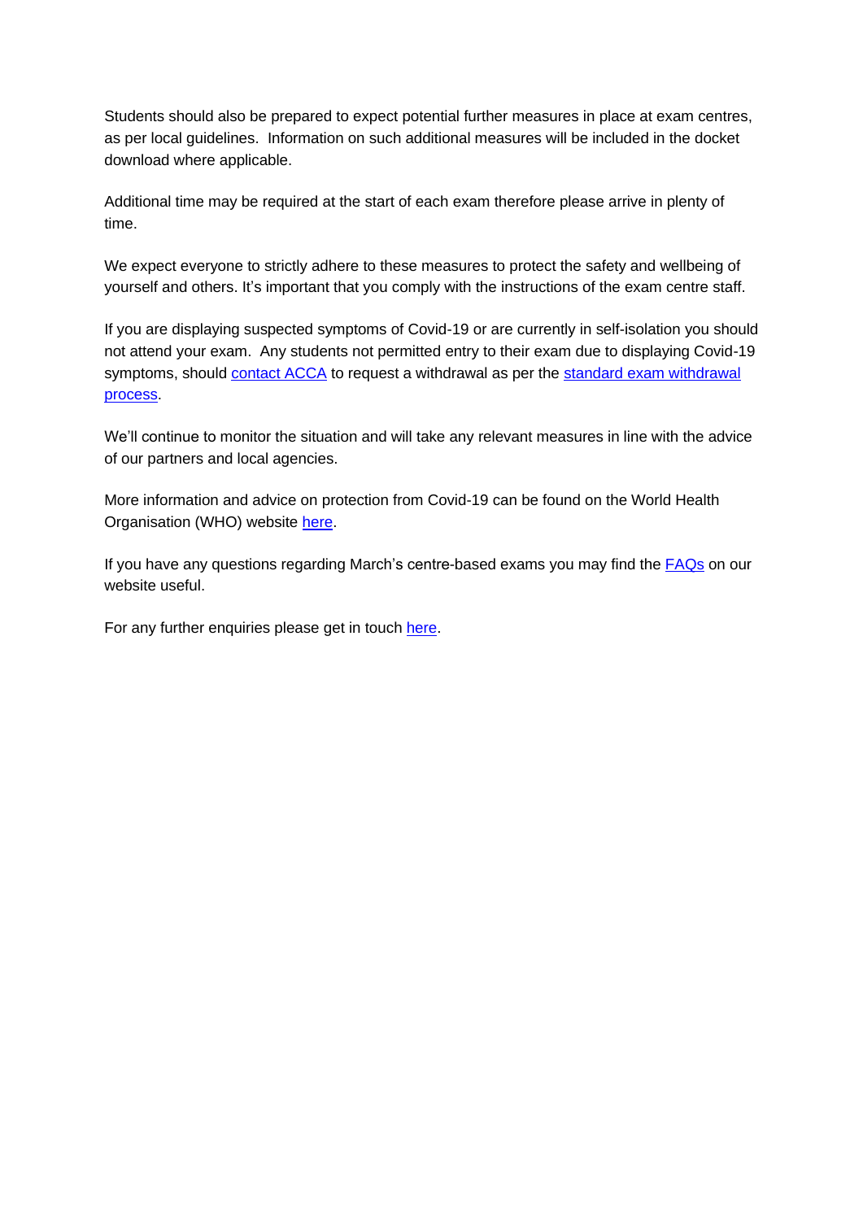Students should also be prepared to expect potential further measures in place at exam centres, as per local guidelines. Information on such additional measures will be included in the docket download where applicable.

Additional time may be required at the start of each exam therefore please arrive in plenty of time.

We expect everyone to strictly adhere to these measures to protect the safety and wellbeing of yourself and others. It's important that you comply with the instructions of the exam centre staff.

If you are displaying suspected symptoms of Covid-19 or are currently in self-isolation you should not attend your exam. Any students not permitted entry to their exam due to displaying Covid-19 symptoms, should contact ACCA to request a withdrawal as per the standard exam withdrawal process.

We'll continue to monitor the situation and will take any relevant measures in line with the advice of our partners and local agencies.

More information and advice on protection from Covid-19 can be found on the World Health Organisation (WHO) website here.

If you have any questions regarding March's centre-based exams you may find the FAQs on our website useful.

For any further enquiries please get in touch here.